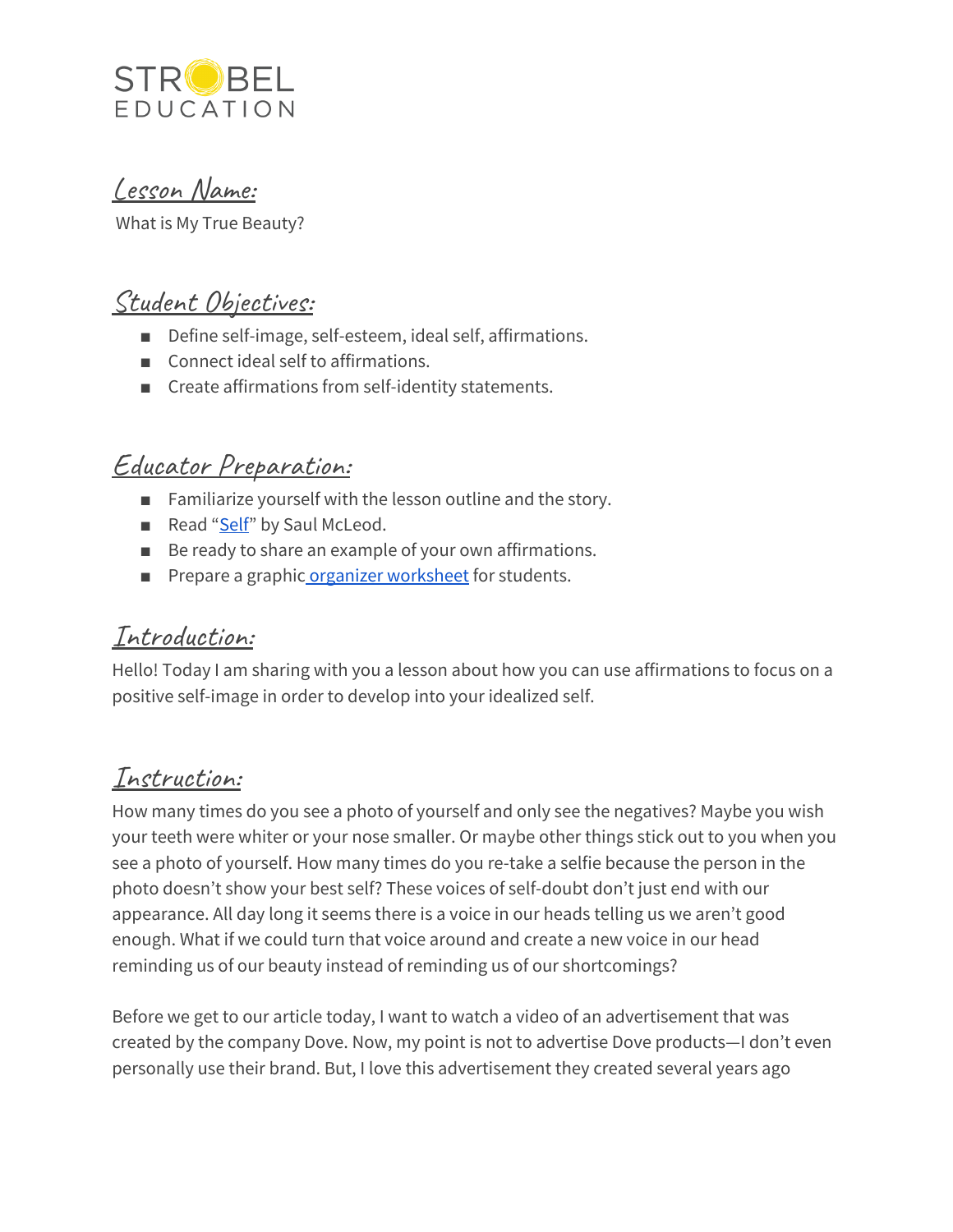STROBEL EDUCATION

## Lesson Name:

What is My True Beauty?

## Student Objectives:

- Define self-image, self-esteem, ideal self, affirmations.
- Connect ideal self to affirmations.
- Create affirmations from self-identity statements.

## Educator Preparation:

- Familiarize yourself with the lesson outline and the story.
- Read "Self" by Saul McLeod.
- Be ready to share an example of your own affirmations.
- Prepare a graphic organizer worksheet for students.

## Introduction:

Hello! Today I am sharing with you a lesson about how you can use affirmations to focus on a positive self-image in order to develop into your idealized self.

## Instruction:

How many times do you see a photo of yourself and only see the negatives? Maybe you wish your teeth were whiter or your nose smaller. Or maybe other things stick out to you when you see a photo of yourself. How many times do you re-take a selfie because the person in the photo doesn't show your best self? These voices of self-doubt don't just end with our appearance. All day long it seems there is a voice in our heads telling us we aren't good enough. What if we could turn that voice around and create a new voice in our head reminding us of our beauty instead of reminding us of our shortcomings?

Before we get to our article today, I want to watch a video of an advertisement that was created by the company Dove. Now, my point is not to advertise Dove products—I don't even personally use their brand. But, I love this advertisement they created several years ago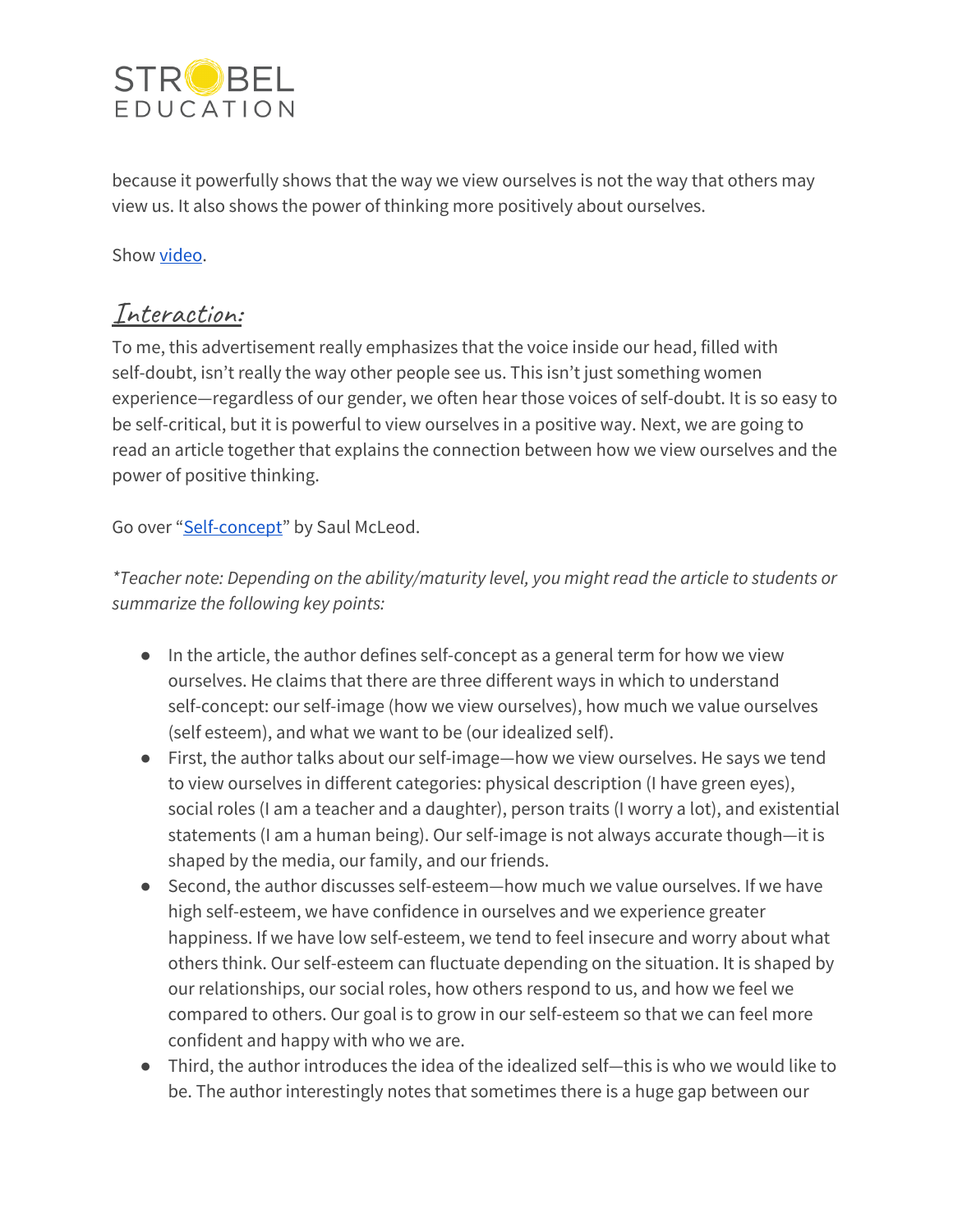because it powerfully shows that the way we view ourselves is not the way that others may view us. It also shows the power of thinking more positively about ourselves.

Show video.

## Interaction:

To me, this advertisement really emphasizes that the voice inside our head, filled with self-doubt, isn't really the way other people see us. This isn't just something women experience—regardless of our gender, we often hear those voices of self-doubt. It is so easy to be self-critical, but it is powerful to view ourselves in a positive way. Next, we are going to read an article together that explains the connection between how we view ourselves and the power of positive thinking.

Go over "Self-concept" by Saul McLeod.

*\*Teacher note: Depending on the ability/maturity level, you might read the article to students or summarize the following key points:*

- In the article, the author defines self-concept as a general term for how we view ourselves. He claims that there are three different ways in which to understand self-concept: our self-image (how we view ourselves), how much we value ourselves (self esteem), and what we want to be (our idealized self).
- First, the author talks about our self-image—how we view ourselves. He says we tend to view ourselves in different categories: physical description (I have green eyes), social roles (I am a teacher and a daughter), person traits (I worry a lot), and existential statements (I am a human being). Our self-image is not always accurate though—it is shaped by the media, our family, and our friends.
- Second, the author discusses self-esteem—how much we value ourselves. If we have high self-esteem, we have confidence in ourselves and we experience greater happiness. If we have low self-esteem, we tend to feel insecure and worry about what others think. Our self-esteem can fluctuate depending on the situation. It is shaped by our relationships, our social roles, how others respond to us, and how we feel we compared to others. Our goal is to grow in our self-esteem so that we can feel more confident and happy with who we are.
- Third, the author introduces the idea of the idealized self—this is who we would like to be. The author interestingly notes that sometimes there is a huge gap between our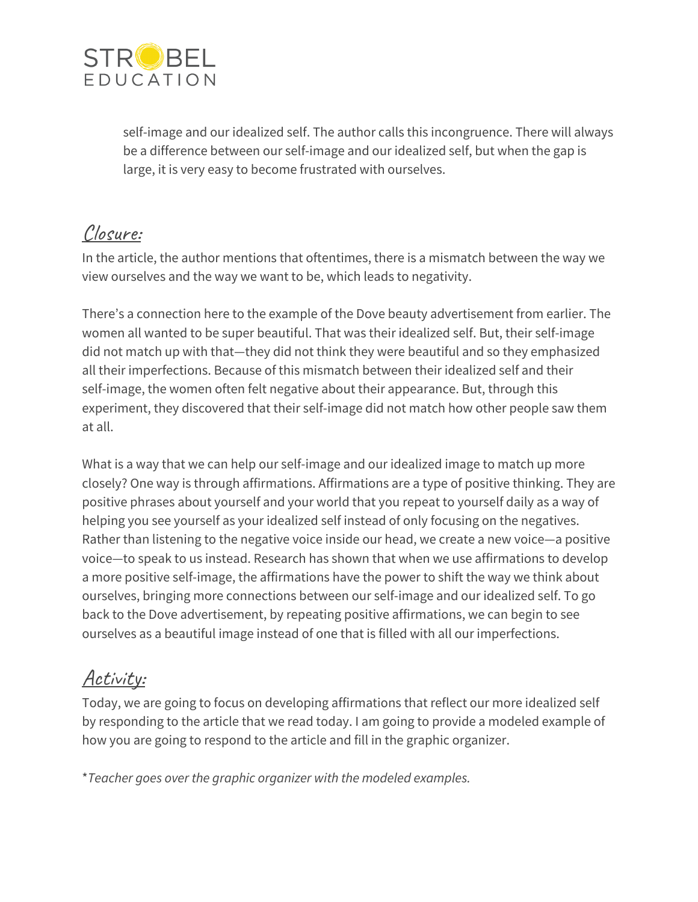self-image and our idealized self. The author calls this incongruence. There will always be a difference between our self-image and our idealized self, but when the gap is large, it is very easy to become frustrated with ourselves.

## *Closure:*

In the article, the author mentions that oftentimes, there is a mismatch between the way we view ourselves and the way we want to be, which leads to negativity.

There's a connection here to the example of the Dove beauty advertisement from earlier. The women all wanted to be super beautiful. That was their idealized self. But, their self-image did not match up with that—they did not think they were beautiful and so they emphasized all their imperfections. Because of this mismatch between their idealized self and their self-image, the women often felt negative about their appearance. But, through this experiment, they discovered that their self-image did not match how other people saw them at all.

What is a way that we can help our self-image and our idealized image to match up more closely? One way is through affirmations. Affirmations are a type of positive thinking. They are positive phrases about yourself and your world that you repeat to yourself daily as a way of helping you see yourself as your idealized self instead of only focusing on the negatives. Rather than listening to the negative voice inside our head, we create a new voice—a positive voice—to speak to us instead. Research has shown that when we use affirmations to develop a more positive self-image, the affirmations have the power to shift the way we think about ourselves, bringing more connections between our self-image and our idealized self. To go back to the Dove advertisement, by repeating positive affirmations, we can begin to see ourselves as a beautiful image instead of one that is filled with all our imperfections.

## *Activity:*

Today, we are going to focus on developing affirmations that reflect our more idealized self by responding to the article that we read today. I am going to provide a modeled example of how you are going to respond to the article and fill in the graphic organizer.

**Teacher goes over the graphic organizer with the modeled examples.*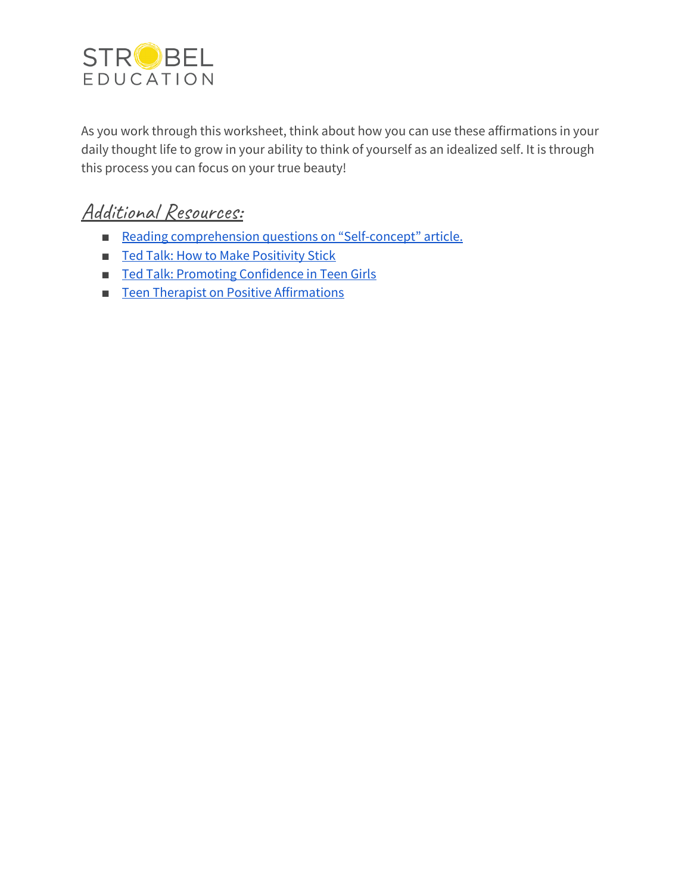As you work through this worksheet, think about how you can use these affirmations in your daily thought life to grow in your ability to think of yourself as an idealized self. It is through this process you can focus on your true beauty!

## Additional Resources:

- Reading comprehension questions on "Self-concept" article.
- Ted Talk: How to Make Positivity Stick
- Ted Talk: Promoting Confidence in Teen Girls
- Teen Therapist on Positive Affirmations